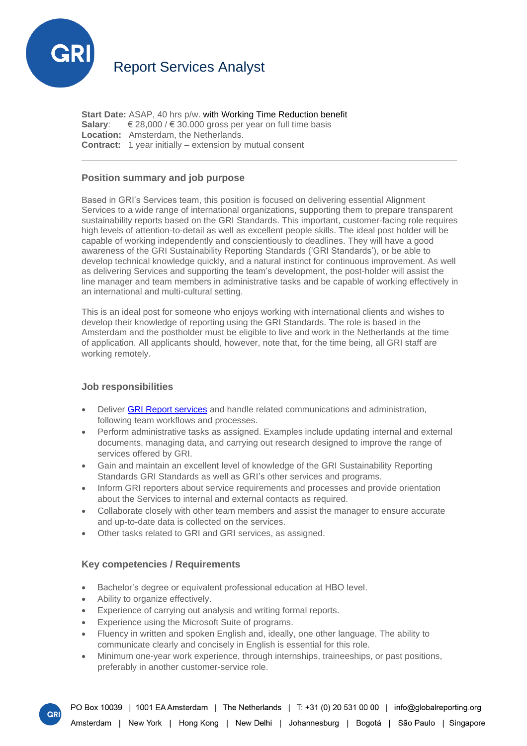# Report Services Analyst

**Start Date:** ASAP, 40 hrs p/w. with Working Time Reduction benefit
**Salary**: € 28,000 / € 30.000 gross per year on full time basis
**Location:** Amsterdam, the Netherlands.
**Contract:** 1 year initially – extension by mutual consent

---

## Position summary and job purpose

Based in GRI's Services team, this position is focused on delivering essential Alignment Services to a wide range of international organizations, supporting them to prepare transparent sustainability reports based on the GRI Standards. This important, customer-facing role requires high levels of attention-to-detail as well as excellent people skills. The ideal post holder will be capable of working independently and conscientiously to deadlines. They will have a good awareness of the GRI Sustainability Reporting Standards ('GRI Standards'), or be able to develop technical knowledge quickly, and a natural instinct for continuous improvement. As well as delivering Services and supporting the team's development, the post-holder will assist the line manager and team members in administrative tasks and be capable of working effectively in an international and multi-cultural setting.

This is an ideal post for someone who enjoys working with international clients and wishes to develop their knowledge of reporting using the GRI Standards. The role is based in the Amsterdam and the postholder must be eligible to live and work in the Netherlands at the time of application. All applicants should, however, note that, for the time being, all GRI staff are working remotely.

## Job responsibilities

- Deliver GRI Report services and handle related communications and administration, following team workflows and processes.
- Perform administrative tasks as assigned. Examples include updating internal and external documents, managing data, and carrying out research designed to improve the range of services offered by GRI.
- Gain and maintain an excellent level of knowledge of the GRI Sustainability Reporting Standards GRI Standards as well as GRI's other services and programs.
- Inform GRI reporters about service requirements and processes and provide orientation about the Services to internal and external contacts as required.
- Collaborate closely with other team members and assist the manager to ensure accurate and up-to-date data is collected on the services.
- Other tasks related to GRI and GRI services, as assigned.

## Key competencies / Requirements

- Bachelor's degree or equivalent professional education at HBO level.
- Ability to organize effectively.
- Experience of carrying out analysis and writing formal reports.
- Experience using the Microsoft Suite of programs.
- Fluency in written and spoken English and, ideally, one other language. The ability to communicate clearly and concisely in English is essential for this role.
- Minimum one-year work experience, through internships, traineeships, or past positions, preferably in another customer-service role.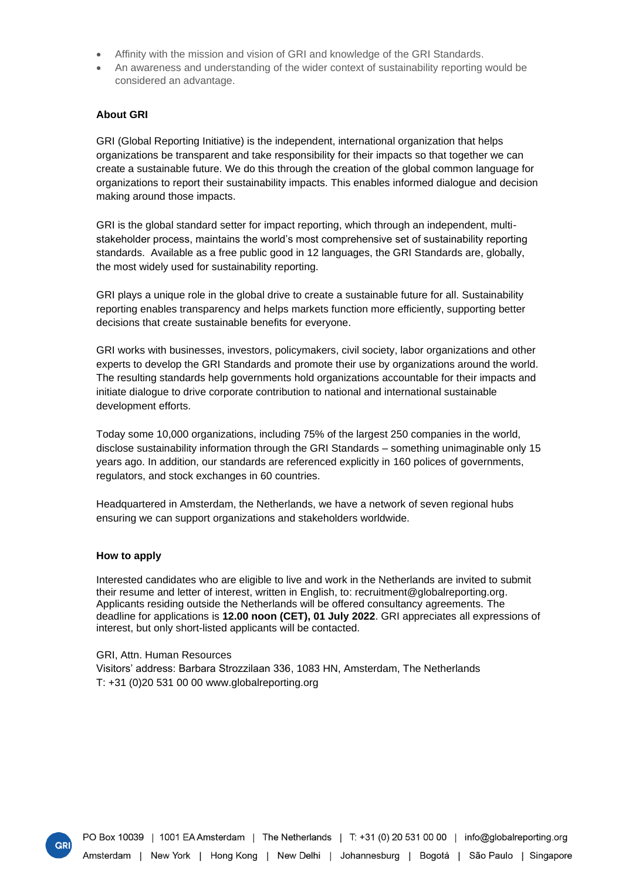- Affinity with the mission and vision of GRI and knowledge of the GRI Standards.
- An awareness and understanding of the wider context of sustainability reporting would be considered an advantage.

**About GRI**

GRI (Global Reporting Initiative) is the independent, international organization that helps organizations be transparent and take responsibility for their impacts so that together we can create a sustainable future. We do this through the creation of the global common language for organizations to report their sustainability impacts. This enables informed dialogue and decision making around those impacts.

GRI is the global standard setter for impact reporting, which through an independent, multi-stakeholder process, maintains the world's most comprehensive set of sustainability reporting standards. Available as a free public good in 12 languages, the GRI Standards are, globally, the most widely used for sustainability reporting.

GRI plays a unique role in the global drive to create a sustainable future for all. Sustainability reporting enables transparency and helps markets function more efficiently, supporting better decisions that create sustainable benefits for everyone.

GRI works with businesses, investors, policymakers, civil society, labor organizations and other experts to develop the GRI Standards and promote their use by organizations around the world. The resulting standards help governments hold organizations accountable for their impacts and initiate dialogue to drive corporate contribution to national and international sustainable development efforts.

Today some 10,000 organizations, including 75% of the largest 250 companies in the world, disclose sustainability information through the GRI Standards – something unimaginable only 15 years ago. In addition, our standards are referenced explicitly in 160 polices of governments, regulators, and stock exchanges in 60 countries.

Headquartered in Amsterdam, the Netherlands, we have a network of seven regional hubs ensuring we can support organizations and stakeholders worldwide.

**How to apply**

Interested candidates who are eligible to live and work in the Netherlands are invited to submit their resume and letter of interest, written in English, to: recruitment@globalreporting.org. Applicants residing outside the Netherlands will be offered consultancy agreements. The deadline for applications is **12.00 noon (CET), 01 July 2022**. GRI appreciates all expressions of interest, but only short-listed applicants will be contacted.

GRI, Attn. Human Resources
Visitors' address: Barbara Strozzilaan 336, 1083 HN, Amsterdam, The Netherlands
T: +31 (0)20 531 00 00 www.globalreporting.org